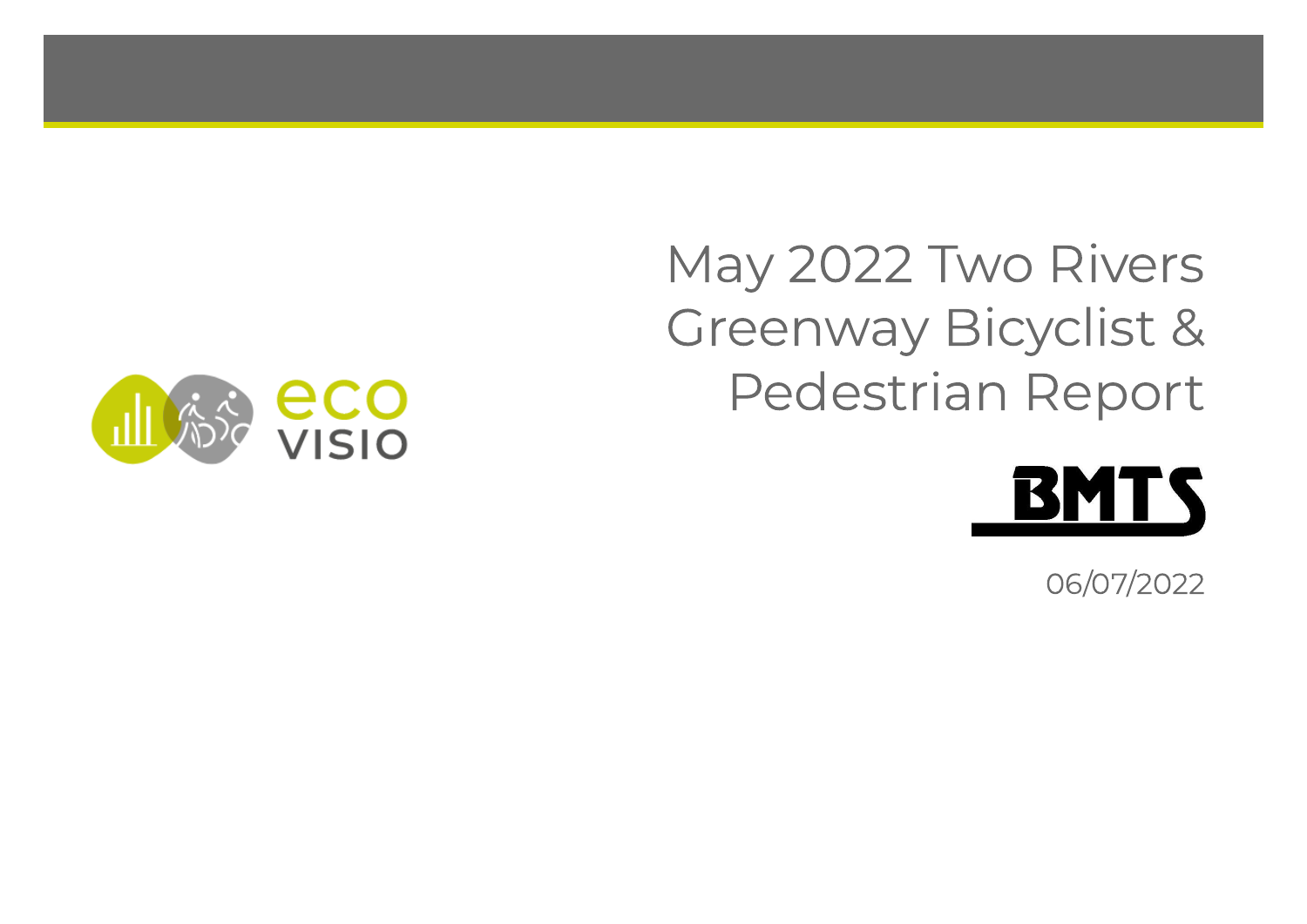# May 2022 Two Rivers Greenway Bicyclist & Pedestrian Report

eco VISIO

BMTS

06/07/2022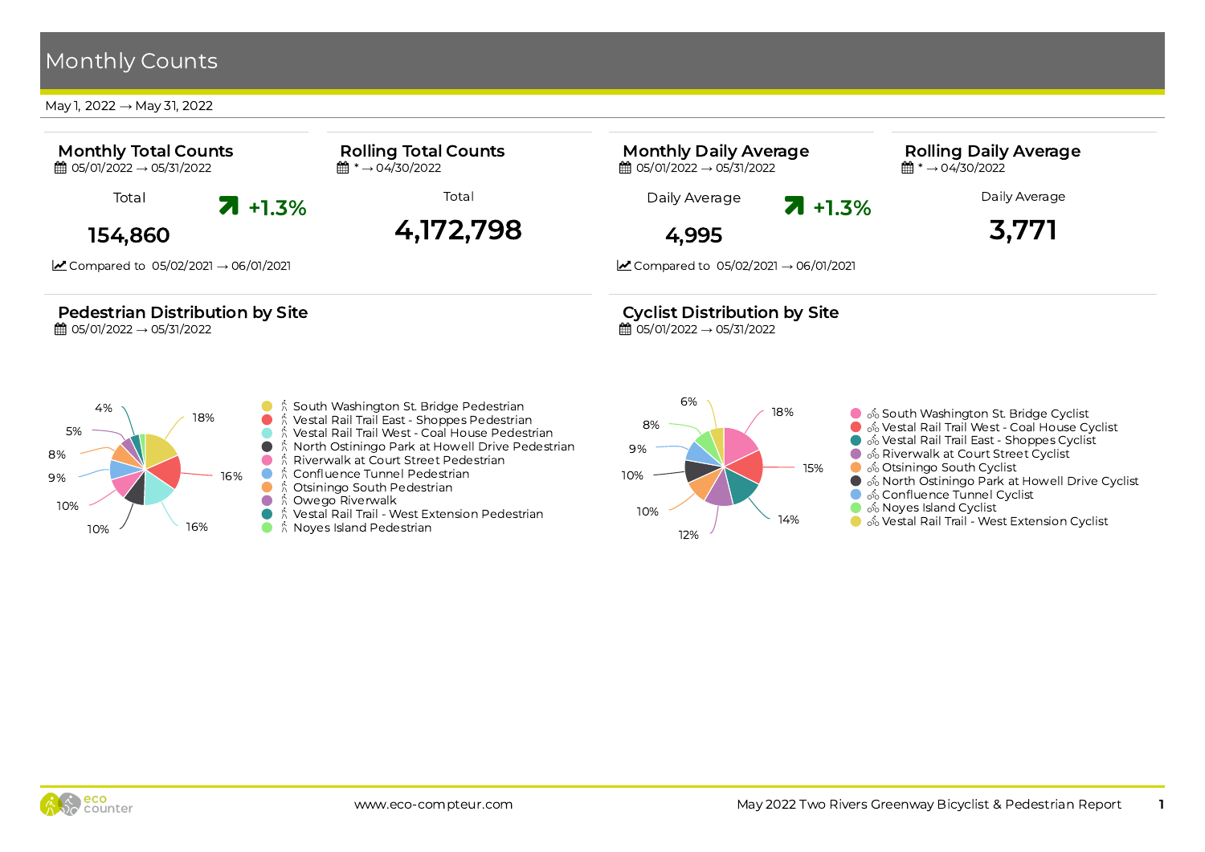# Monthly Counts

May 1, 2022 → May 31, 2022

## Monthly Total Counts

05/01/2022 → 05/31/2022

Total

**154,860**

+1.3%

Compared to 05/02/2021 → 06/01/2021

## Rolling Total Counts

* → 04/30/2022

Total

**4,172,798**

## Monthly Daily Average

05/01/2022 → 05/31/2022

Daily Average

**4,995**

+1.3%

Compared to 05/02/2021 → 06/01/2021

## Rolling Daily Average

* → 04/30/2022

Daily Average

**3,771**

## Pedestrian Distribution by Site

05/01/2022 → 05/31/2022

| Site | Share |
| --- | --- |
| South Washington St. Bridge Pedestrian | 18% |
| Vestal Rail Trail East - Shoppes Pedestrian | 16% |
| Vestal Rail Trail West - Coal House Pedestrian | 16% |
| North Ostiningo Park at Howell Drive Pedestrian | 10% |
| Riverwalk at Court Street Pedestrian | 10% |
| Confluence Tunnel Pedestrian | 9% |
| Otsiningo South Pedestrian | 8% |
| Owego Riverwalk | 5% |
| Vestal Rail Trail - West Extension Pedestrian | 4% |
| Noyes Island Pedestrian | |

## Cyclist Distribution by Site

05/01/2022 → 05/31/2022

| Site | Share |
| --- | --- |
| South Washington St. Bridge Cyclist | 18% |
| Vestal Rail Trail West - Coal House Cyclist | 15% |
| Vestal Rail Trail East - Shoppes Cyclist | 14% |
| Riverwalk at Court Street Cyclist | 12% |
| Otsiningo South Cyclist | 10% |
| North Ostiningo Park at Howell Drive Cyclist | 10% |
| Confluence Tunnel Cyclist | 9% |
| Noyes Island Cyclist | 8% |
| Vestal Rail Trail - West Extension Cyclist | 6% |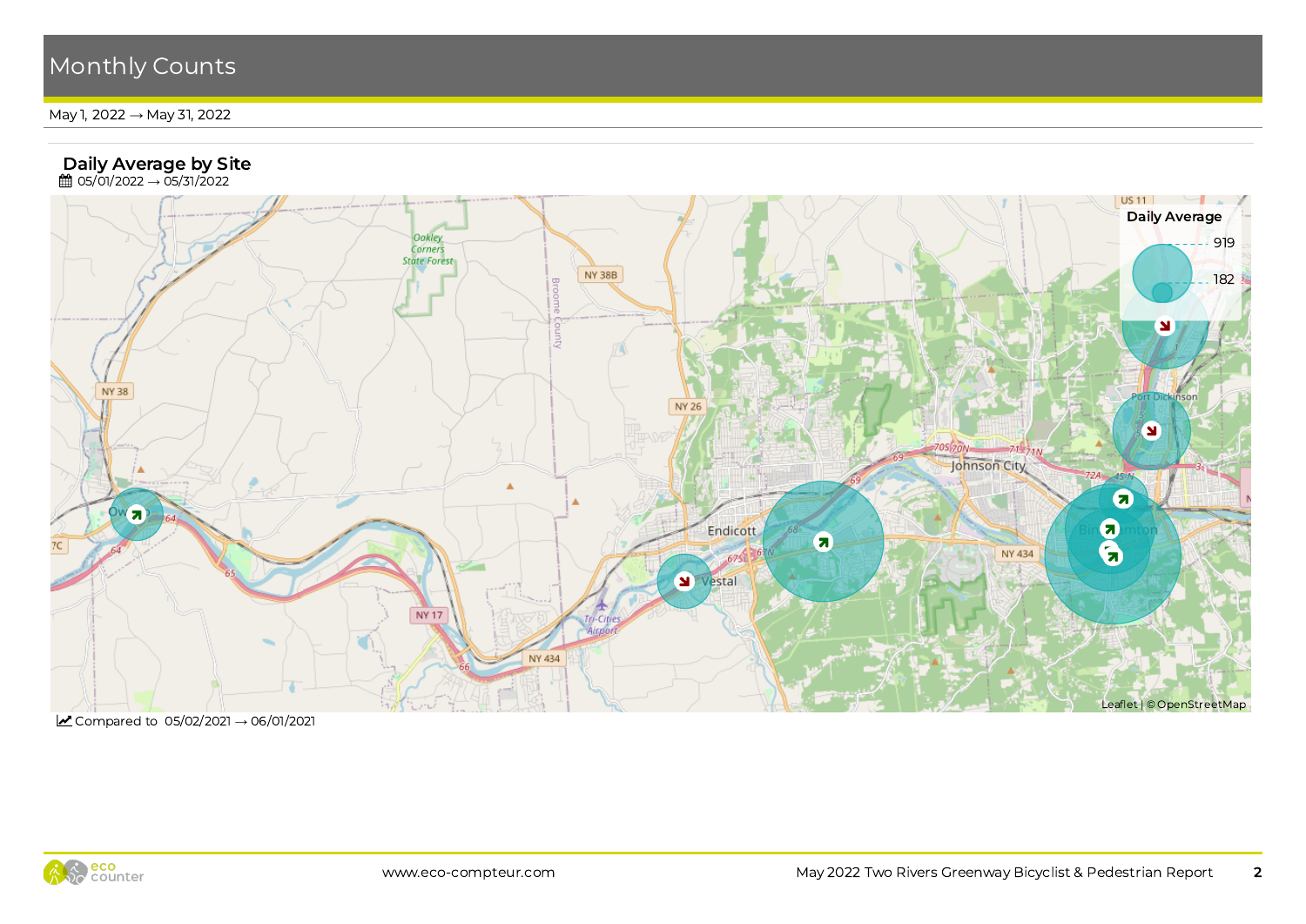# Monthly Counts

May 1, 2022 → May 31, 2022

## Daily Average by Site

05/01/2022 → 05/31/2022

Daily Average

919

182

Leaflet | © OpenStreetMap

Compared to 05/02/2021 → 06/01/2021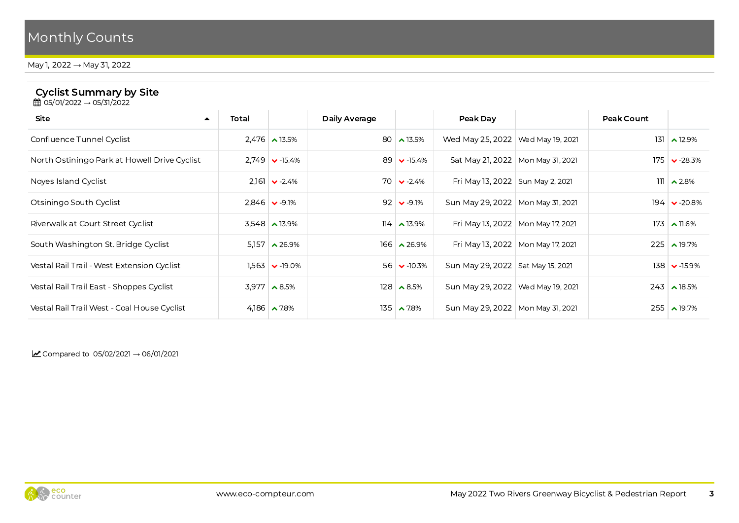# Monthly Counts

May 1, 2022 → May 31, 2022

## Cyclist Summary by Site

05/01/2022 → 05/31/2022

| Site | Total | | Daily Average | | Peak Day | | Peak Count | |
|---|---|---|---|---|---|---|---|---|
| Confluence Tunnel Cyclist | 2,476 | ▲ 13.5% | 80 | ▲ 13.5% | Wed May 25, 2022 | Wed May 19, 2021 | 131 | ▲ 12.9% |
| North Ostiningo Park at Howell Drive Cyclist | 2,749 | ▼ -15.4% | 89 | ▼ -15.4% | Sat May 21, 2022 | Mon May 31, 2021 | 175 | ▼ -28.3% |
| Noyes Island Cyclist | 2,161 | ▼ -2.4% | 70 | ▼ -2.4% | Fri May 13, 2022 | Sun May 2, 2021 | 111 | ▲ 2.8% |
| Otsiningo South Cyclist | 2,846 | ▼ -9.1% | 92 | ▼ -9.1% | Sun May 29, 2022 | Mon May 31, 2021 | 194 | ▼ -20.8% |
| Riverwalk at Court Street Cyclist | 3,548 | ▲ 13.9% | 114 | ▲ 13.9% | Fri May 13, 2022 | Mon May 17, 2021 | 173 | ▲ 11.6% |
| South Washington St. Bridge Cyclist | 5,157 | ▲ 26.9% | 166 | ▲ 26.9% | Fri May 13, 2022 | Mon May 17, 2021 | 225 | ▲ 19.7% |
| Vestal Rail Trail - West Extension Cyclist | 1,563 | ▼ -19.0% | 56 | ▼ -10.3% | Sun May 29, 2022 | Sat May 15, 2021 | 138 | ▼ -15.9% |
| Vestal Rail Trail East - Shoppes Cyclist | 3,977 | ▲ 8.5% | 128 | ▲ 8.5% | Sun May 29, 2022 | Wed May 19, 2021 | 243 | ▲ 18.5% |
| Vestal Rail Trail West - Coal House Cyclist | 4,186 | ▲ 7.8% | 135 | ▲ 7.8% | Sun May 29, 2022 | Mon May 31, 2021 | 255 | ▲ 19.7% |

Compared to 05/02/2021 → 06/01/2021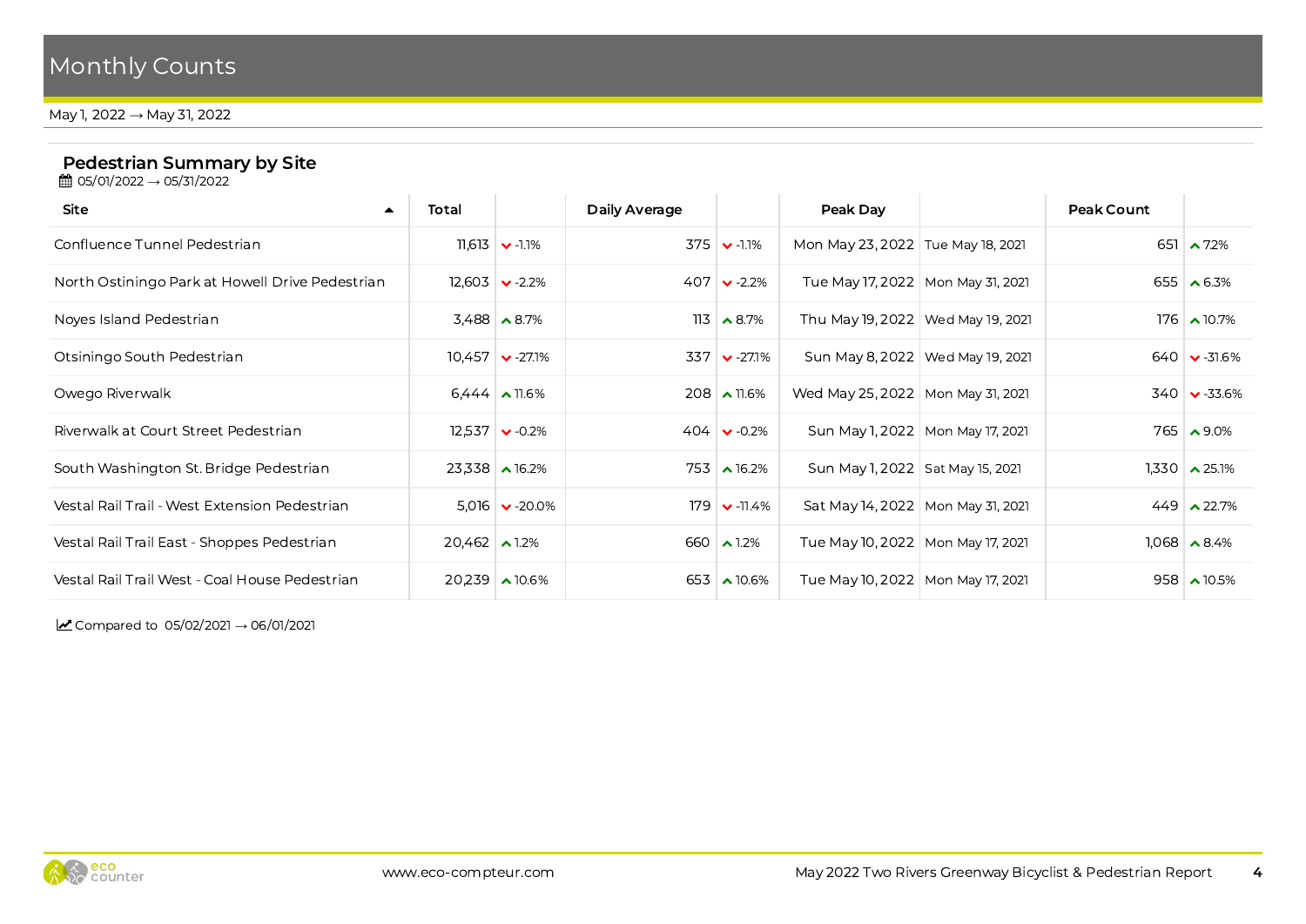# Monthly Counts

May 1, 2022 → May 31, 2022

## Pedestrian Summary by Site

05/01/2022 → 05/31/2022

| Site | Total | | Daily Average | | Peak Day | | Peak Count | |
|---|---|---|---|---|---|---|---|---|
| Confluence Tunnel Pedestrian | 11,613 | -1.1% | 375 | -1.1% | Mon May 23, 2022 | Tue May 18, 2021 | 651 | 7.2% |
| North Ostiningo Park at Howell Drive Pedestrian | 12,603 | -2.2% | 407 | -2.2% | Tue May 17, 2022 | Mon May 31, 2021 | 655 | 6.3% |
| Noyes Island Pedestrian | 3,488 | 8.7% | 113 | 8.7% | Thu May 19, 2022 | Wed May 19, 2021 | 176 | 10.7% |
| Otsiningo South Pedestrian | 10,457 | -27.1% | 337 | -27.1% | Sun May 8, 2022 | Wed May 19, 2021 | 640 | -31.6% |
| Owego Riverwalk | 6,444 | 11.6% | 208 | 11.6% | Wed May 25, 2022 | Mon May 31, 2021 | 340 | -33.6% |
| Riverwalk at Court Street Pedestrian | 12,537 | -0.2% | 404 | -0.2% | Sun May 1, 2022 | Mon May 17, 2021 | 765 | 9.0% |
| South Washington St. Bridge Pedestrian | 23,338 | 16.2% | 753 | 16.2% | Sun May 1, 2022 | Sat May 15, 2021 | 1,330 | 25.1% |
| Vestal Rail Trail - West Extension Pedestrian | 5,016 | -20.0% | 179 | -11.4% | Sat May 14, 2022 | Mon May 31, 2021 | 449 | 22.7% |
| Vestal Rail Trail East - Shoppes Pedestrian | 20,462 | 1.2% | 660 | 1.2% | Tue May 10, 2022 | Mon May 17, 2021 | 1,068 | 8.4% |
| Vestal Rail Trail West - Coal House Pedestrian | 20,239 | 10.6% | 653 | 10.6% | Tue May 10, 2022 | Mon May 17, 2021 | 958 | 10.5% |

Compared to 05/02/2021 → 06/01/2021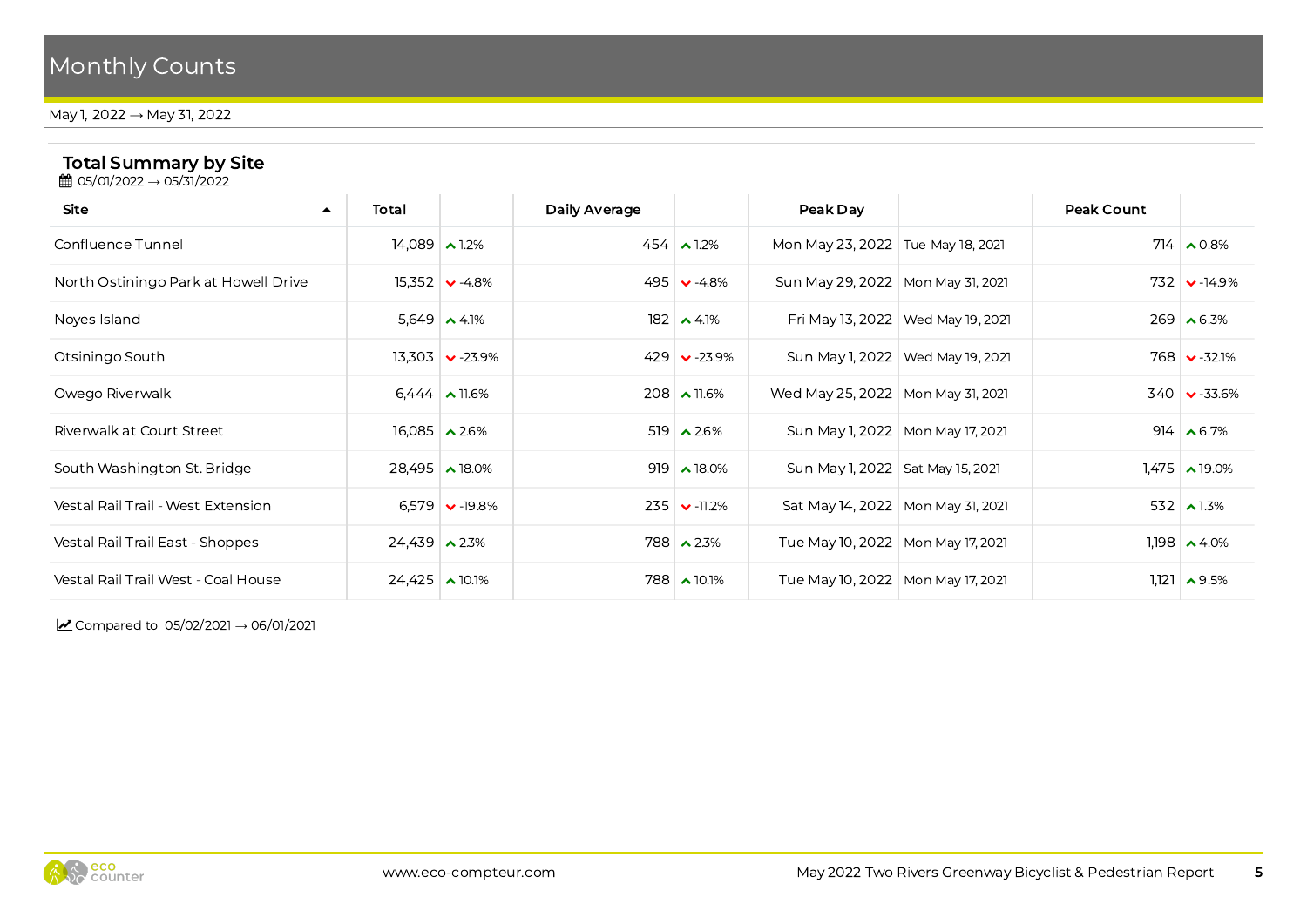# Monthly Counts

May 1, 2022 → May 31, 2022

## Total Summary by Site

05/01/2022 → 05/31/2022

| Site | Total | | Daily Average | | Peak Day | | Peak Count | |
|---|---|---|---|---|---|---|---|---|
| Confluence Tunnel | 14,089 | ▲ 1.2% | 454 | ▲ 1.2% | Mon May 23, 2022 | Tue May 18, 2021 | 714 | ▲ 0.8% |
| North Ostiningo Park at Howell Drive | 15,352 | ▼ -4.8% | 495 | ▼ -4.8% | Sun May 29, 2022 | Mon May 31, 2021 | 732 | ▼ -14.9% |
| Noyes Island | 5,649 | ▲ 4.1% | 182 | ▲ 4.1% | Fri May 13, 2022 | Wed May 19, 2021 | 269 | ▲ 6.3% |
| Otsiningo South | 13,303 | ▼ -23.9% | 429 | ▼ -23.9% | Sun May 1, 2022 | Wed May 19, 2021 | 768 | ▼ -32.1% |
| Owego Riverwalk | 6,444 | ▲ 11.6% | 208 | ▲ 11.6% | Wed May 25, 2022 | Mon May 31, 2021 | 340 | ▼ -33.6% |
| Riverwalk at Court Street | 16,085 | ▲ 2.6% | 519 | ▲ 2.6% | Sun May 1, 2022 | Mon May 17, 2021 | 914 | ▲ 6.7% |
| South Washington St. Bridge | 28,495 | ▲ 18.0% | 919 | ▲ 18.0% | Sun May 1, 2022 | Sat May 15, 2021 | 1,475 | ▲ 19.0% |
| Vestal Rail Trail - West Extension | 6,579 | ▼ -19.8% | 235 | ▼ -11.2% | Sat May 14, 2022 | Mon May 31, 2021 | 532 | ▲ 1.3% |
| Vestal Rail Trail East - Shoppes | 24,439 | ▲ 2.3% | 788 | ▲ 2.3% | Tue May 10, 2022 | Mon May 17, 2021 | 1,198 | ▲ 4.0% |
| Vestal Rail Trail West - Coal House | 24,425 | ▲ 10.1% | 788 | ▲ 10.1% | Tue May 10, 2022 | Mon May 17, 2021 | 1,121 | ▲ 9.5% |

Compared to 05/02/2021 → 06/01/2021